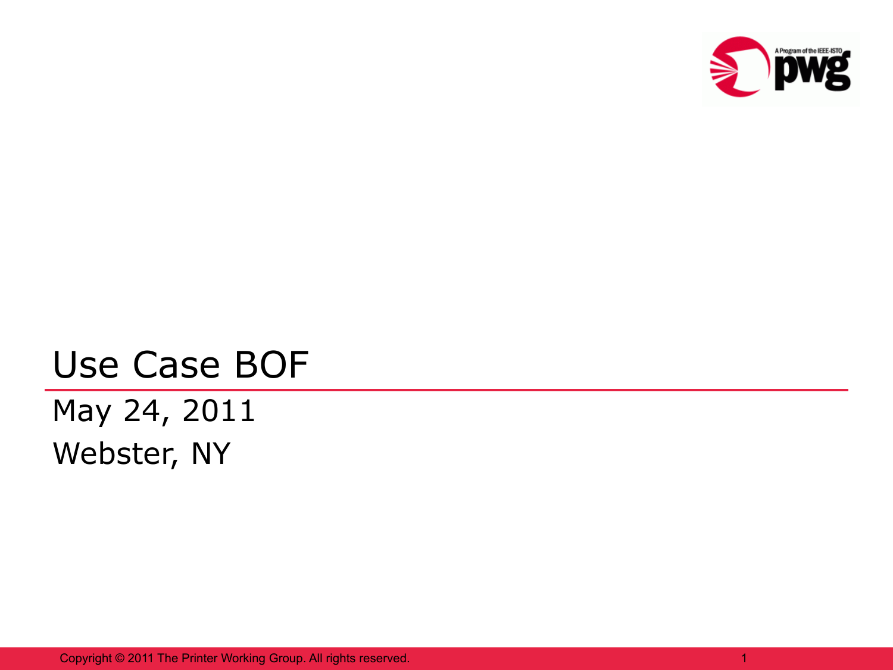# Use Case BOF

May 24, 2011

Webster, NY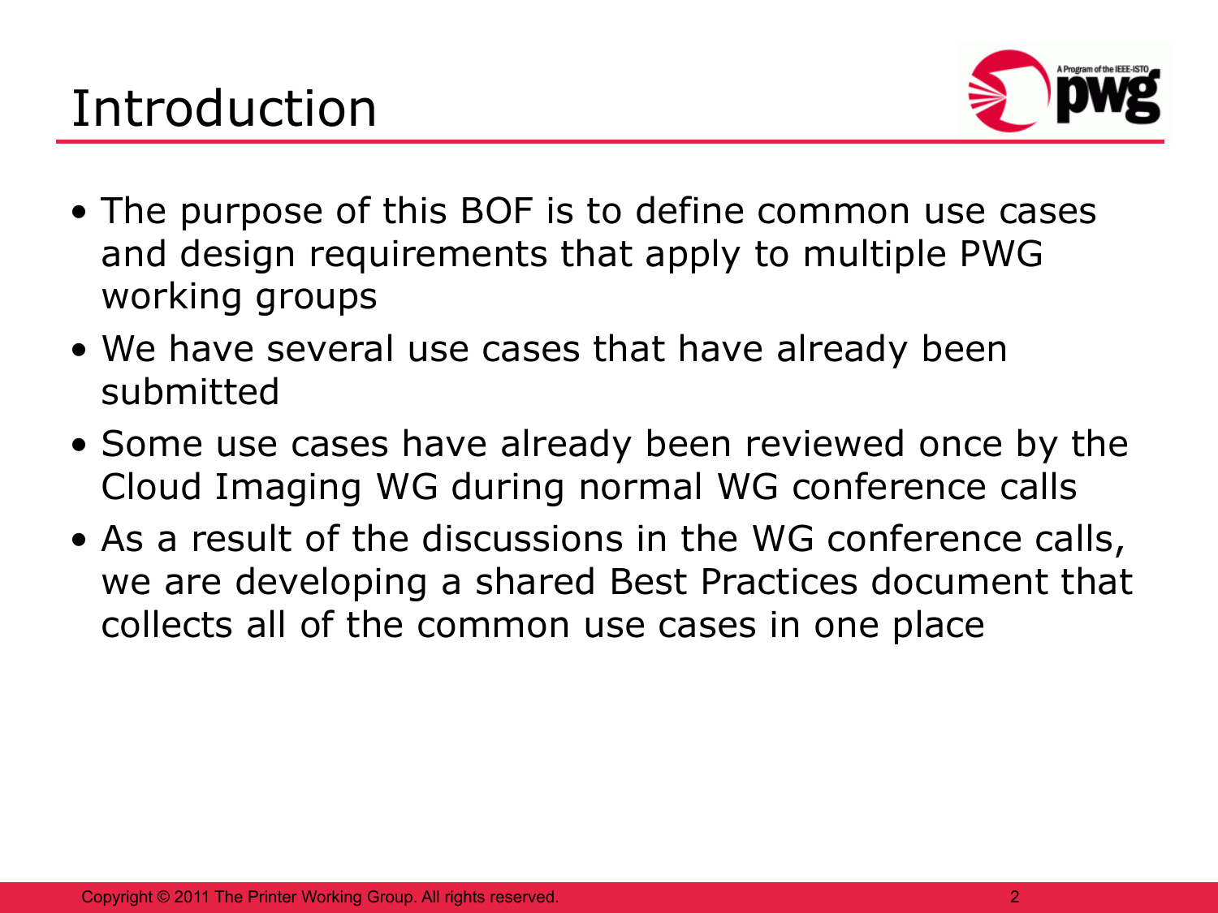# Introduction

- The purpose of this BOF is to define common use cases and design requirements that apply to multiple PWG working groups
- We have several use cases that have already been submitted
- Some use cases have already been reviewed once by the Cloud Imaging WG during normal WG conference calls
- As a result of the discussions in the WG conference calls, we are developing a shared Best Practices document that collects all of the common use cases in one place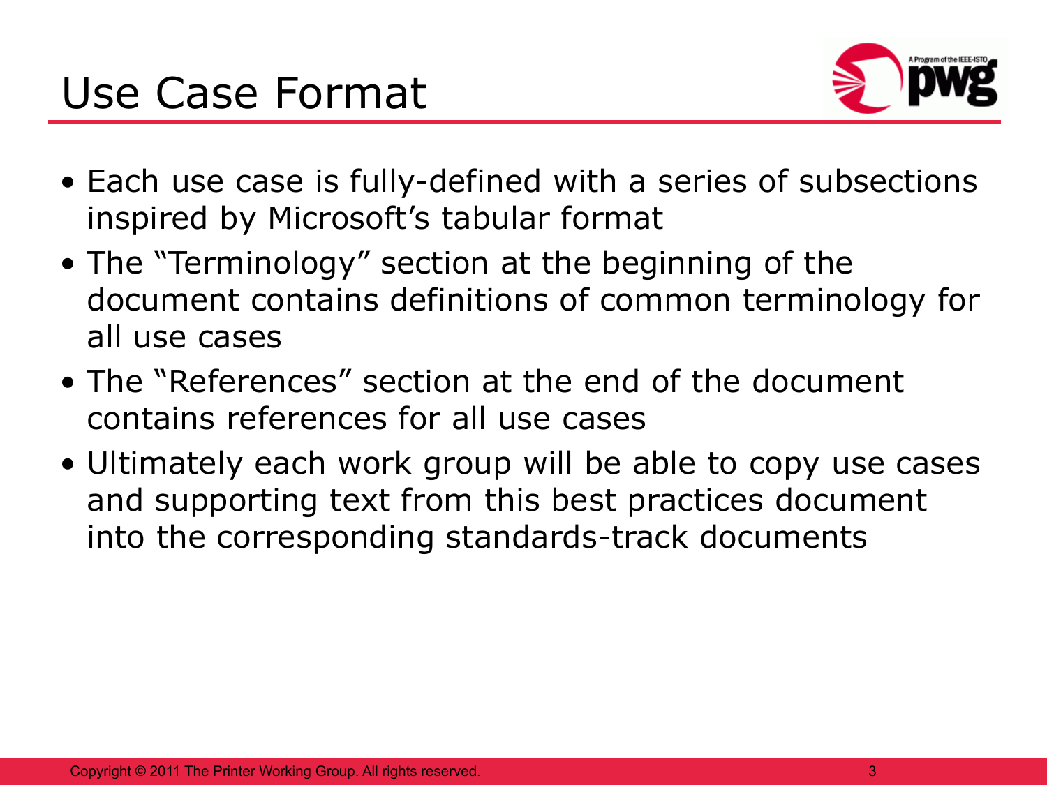# Use Case Format

- Each use case is fully-defined with a series of subsections inspired by Microsoft's tabular format
- The "Terminology" section at the beginning of the document contains definitions of common terminology for all use cases
- The "References" section at the end of the document contains references for all use cases
- Ultimately each work group will be able to copy use cases and supporting text from this best practices document into the corresponding standards-track documents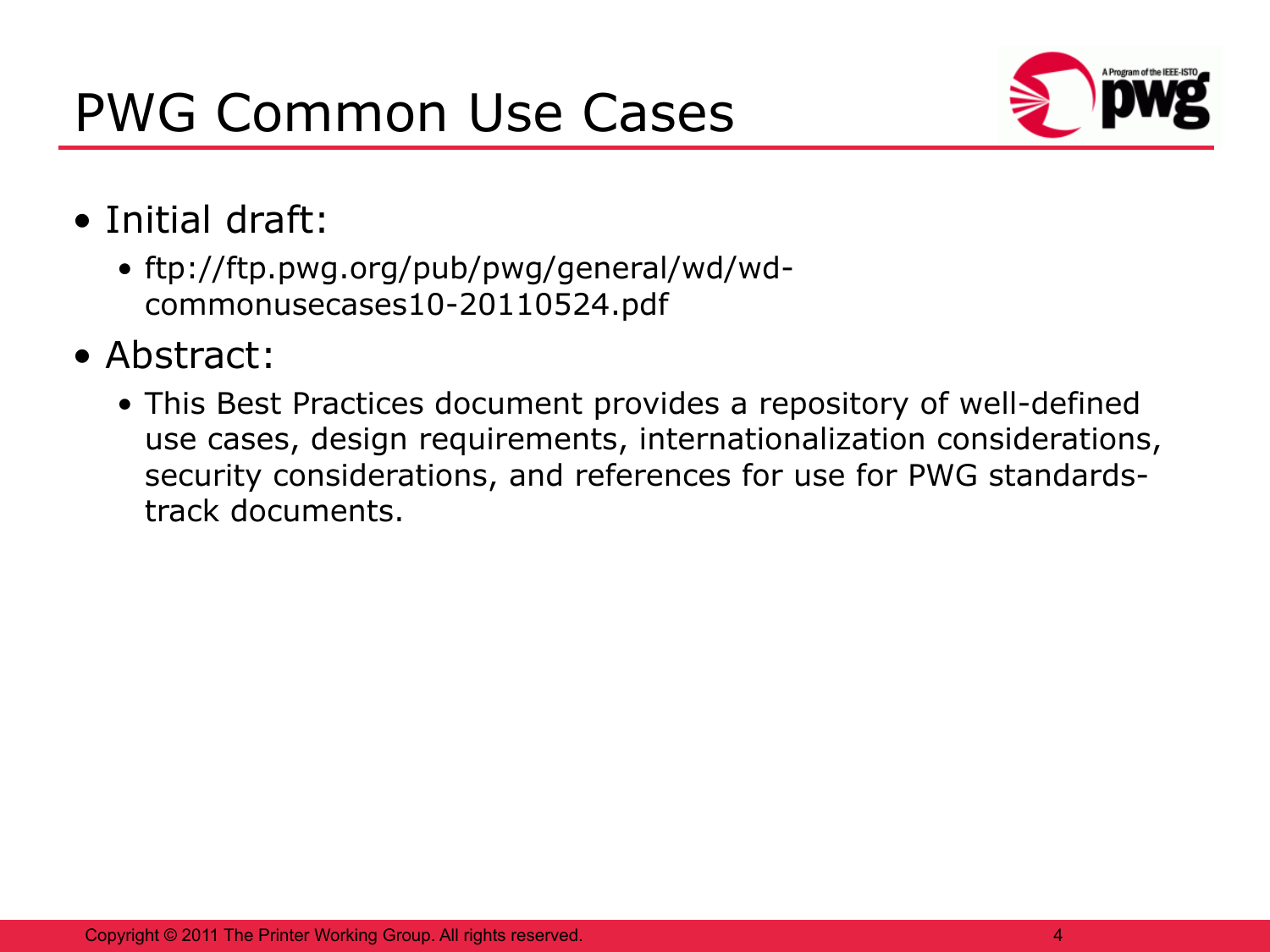# PWG Common Use Cases

- Initial draft:
  - ftp://ftp.pwg.org/pub/pwg/general/wd/wd-commonusecases10-20110524.pdf
- Abstract:
  - This Best Practices document provides a repository of well-defined use cases, design requirements, internationalization considerations, security considerations, and references for use for PWG standards-track documents.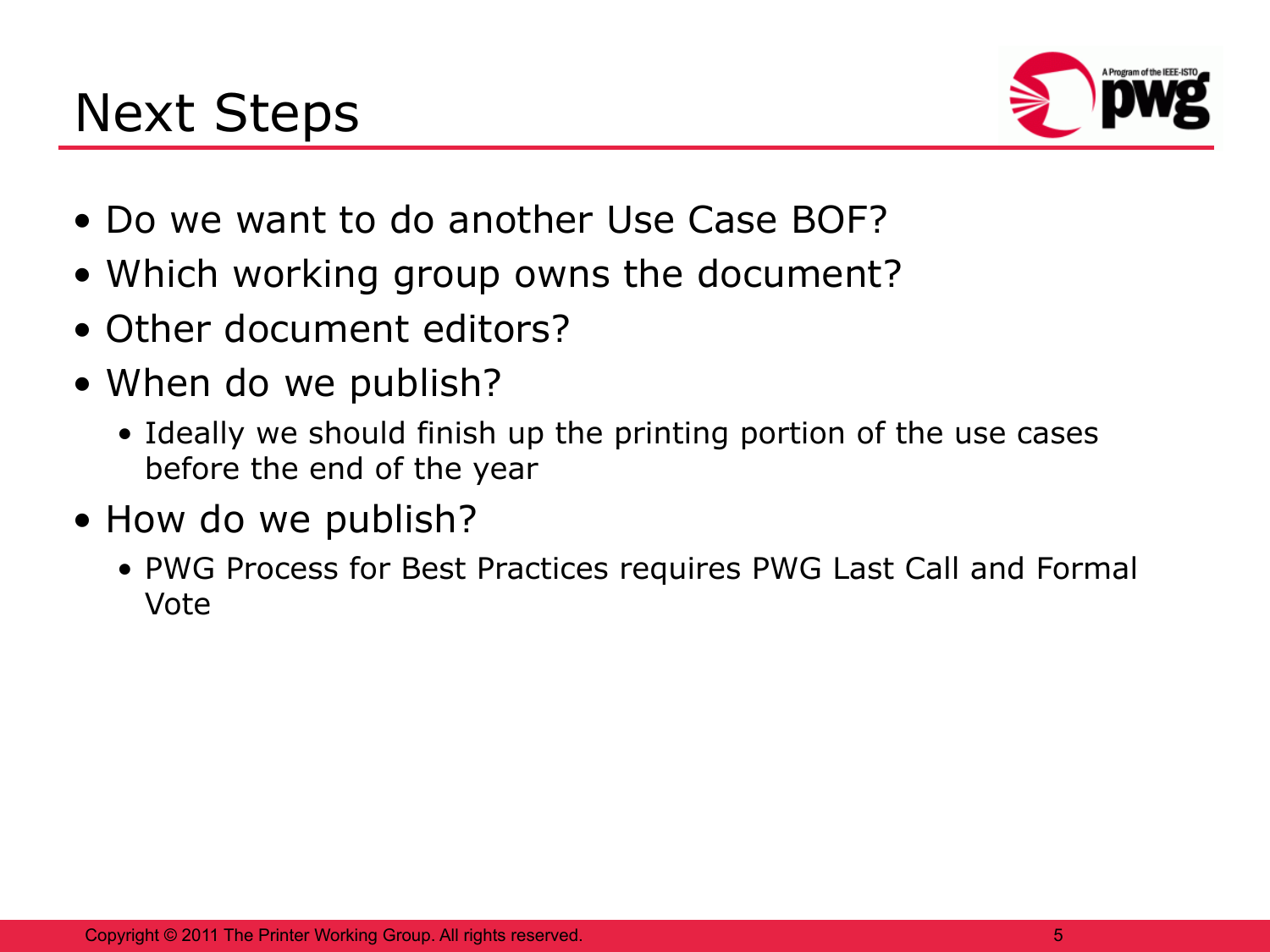# Next Steps

- Do we want to do another Use Case BOF?
- Which working group owns the document?
- Other document editors?
- When do we publish?
  - Ideally we should finish up the printing portion of the use cases before the end of the year
- How do we publish?
  - PWG Process for Best Practices requires PWG Last Call and Formal Vote